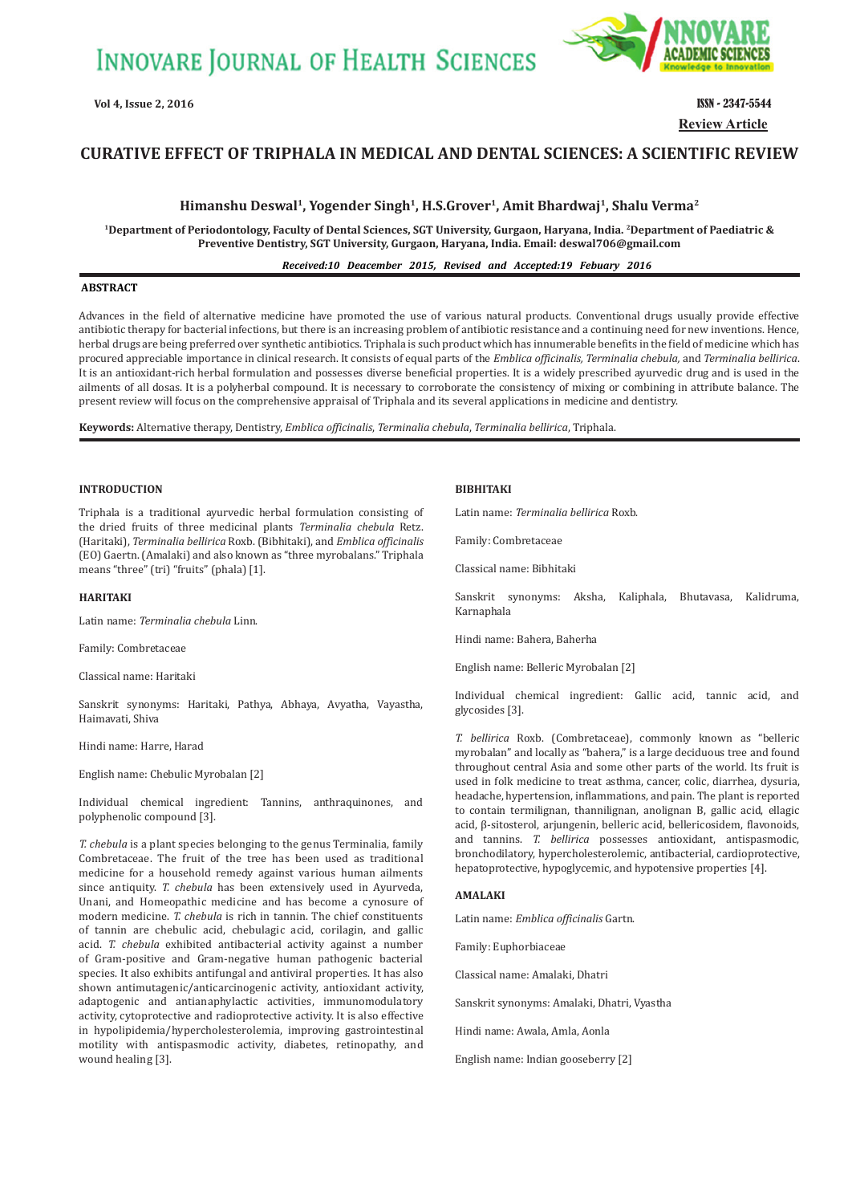Review Article

# CURATIVE EFFECT OF TRIPHALA IN MEDICAL AND DENTAL SCIENCES: A SCIENTIFIC REVIEW

**Himanshu Deswal[1], Yogender Singh[1], H.S.Grover[1], Amit Bhardwaj[1], Shalu Verma[2]**

[1]Department of Periodontology, Faculty of Dental Sciences, SGT University, Gurgaon, Haryana, India. [2]Department of Paediatric & Preventive Dentistry, SGT University, Gurgaon, Haryana, India. Email: deswal706@gmail.com

*Received:10 Deacember 2015, Revised and Accepted:19 Febuary 2016*

## ABSTRACT

Advances in the field of alternative medicine have promoted the use of various natural products. Conventional drugs usually provide effective antibiotic therapy for bacterial infections, but there is an increasing problem of antibiotic resistance and a continuing need for new inventions. Hence, herbal drugs are being preferred over synthetic antibiotics. Triphala is such product which has innumerable benefits in the field of medicine which has procured appreciable importance in clinical research. It consists of equal parts of the *Emblica officinalis, Terminalia chebula,* and *Terminalia bellirica*. It is an antioxidant-rich herbal formulation and possesses diverse beneficial properties. It is a widely prescribed ayurvedic drug and is used in the ailments of all dosas. It is a polyherbal compound. It is necessary to corroborate the consistency of mixing or combining in attribute balance. The present review will focus on the comprehensive appraisal of Triphala and its several applications in medicine and dentistry.

**Keywords:** Alternative therapy, Dentistry, *Emblica officinalis*, *Terminalia chebula*, *Terminalia bellirica*, Triphala.

## INTRODUCTION

Triphala is a traditional ayurvedic herbal formulation consisting of the dried fruits of three medicinal plants *Terminalia chebula* Retz. (Haritaki), *Terminalia bellirica* Roxb. (Bibhitaki), and *Emblica officinalis* (EO) Gaertn. (Amalaki) and also known as "three myrobalans." Triphala means "three" (tri) "fruits" (phala) [1].

## HARITAKI

Latin name: *Terminalia chebula* Linn.

Family: Combretaceae

Classical name: Haritaki

Sanskrit synonyms: Haritaki, Pathya, Abhaya, Avyatha, Vayastha, Haimavati, Shiva

Hindi name: Harre, Harad

English name: Chebulic Myrobalan [2]

Individual chemical ingredient: Tannins, anthraquinones, and polyphenolic compound [3].

*T. chebula* is a plant species belonging to the genus Terminalia, family Combretaceae. The fruit of the tree has been used as traditional medicine for a household remedy against various human ailments since antiquity. *T. chebula* has been extensively used in Ayurveda, Unani, and Homeopathic medicine and has become a cynosure of modern medicine. *T. chebula* is rich in tannin. The chief constituents of tannin are chebulic acid, chebulagic acid, corilagin, and gallic acid. *T. chebula* exhibited antibacterial activity against a number of Gram-positive and Gram-negative human pathogenic bacterial species. It also exhibits antifungal and antiviral properties. It has also shown antimutagenic/anticarcinogenic activity, antioxidant activity, adaptogenic and antianaphylactic activities, immunomodulatory activity, cytoprotective and radioprotective activity. It is also effective in hypolipidemia/hypercholesterolemia, improving gastrointestinal motility with antispasmodic activity, diabetes, retinopathy, and wound healing [3].

## BIBHITAKI

Latin name: *Terminalia bellirica* Roxb.

Family: Combretaceae

Classical name: Bibhitaki

Sanskrit synonyms: Aksha, Kaliphala, Bhutavasa, Kalidruma, Karnaphala

Hindi name: Bahera, Baherha

English name: Belleric Myrobalan [2]

Individual chemical ingredient: Gallic acid, tannic acid, and glycosides [3].

*T. bellirica* Roxb. (Combretaceae), commonly known as "belleric myrobalan" and locally as "bahera," is a large deciduous tree and found throughout central Asia and some other parts of the world. Its fruit is used in folk medicine to treat asthma, cancer, colic, diarrhea, dysuria, headache, hypertension, inflammations, and pain. The plant is reported to contain termilignan, thannilignan, anolignan B, gallic acid, ellagic acid, β-sitosterol, arjungenin, belleric acid, bellericosidem, flavonoids, and tannins. *T. bellirica* possesses antioxidant, antispasmodic, bronchodilatory, hypercholesterolemic, antibacterial, cardioprotective, hepatoprotective, hypoglycemic, and hypotensive properties [4].

## AMALAKI

Latin name: *Emblica officinalis* Gartn.

Family: Euphorbiaceae

Classical name: Amalaki, Dhatri

Sanskrit synonyms: Amalaki, Dhatri, Vyastha

Hindi name: Awala, Amla, Aonla

English name: Indian gooseberry [2]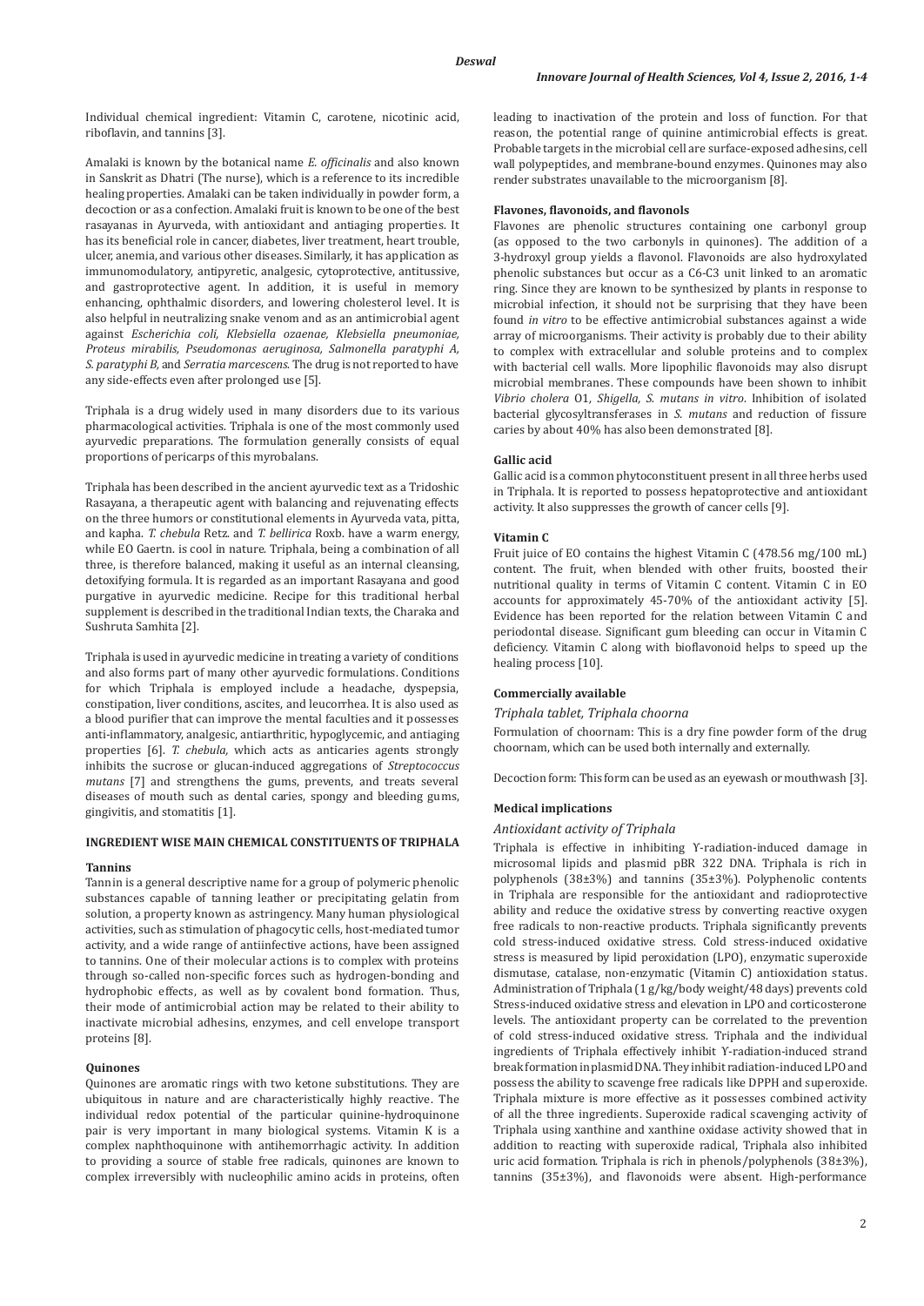Individual chemical ingredient: Vitamin C, carotene, nicotinic acid, riboflavin, and tannins [3].

Amalaki is known by the botanical name *E. officinalis* and also known in Sanskrit as Dhatri (The nurse), which is a reference to its incredible healing properties. Amalaki can be taken individually in powder form, a decoction or as a confection. Amalaki fruit is known to be one of the best rasayanas in Ayurveda, with antioxidant and antiaging properties. It has its beneficial role in cancer, diabetes, liver treatment, heart trouble, ulcer, anemia, and various other diseases. Similarly, it has application as immunomodulatory, antipyretic, analgesic, cytoprotective, antitussive, and gastroprotective agent. In addition, it is useful in memory enhancing, ophthalmic disorders, and lowering cholesterol level. It is also helpful in neutralizing snake venom and as an antimicrobial agent against *Escherichia coli, Klebsiella ozaenae, Klebsiella pneumoniae, Proteus mirabilis, Pseudomonas aeruginosa, Salmonella paratyphi A, S. paratyphi B*, and *Serratia marcescens*. The drug is not reported to have any side-effects even after prolonged use [5].

Triphala is a drug widely used in many disorders due to its various pharmacological activities. Triphala is one of the most commonly used ayurvedic preparations. The formulation generally consists of equal proportions of pericarps of this myrobalans.

Triphala has been described in the ancient ayurvedic text as a Tridoshic Rasayana, a therapeutic agent with balancing and rejuvenating effects on the three humors or constitutional elements in Ayurveda vata, pitta, and kapha. *T. chebula* Retz. and *T. bellirica* Roxb. have a warm energy, while EO Gaertn. is cool in nature. Triphala, being a combination of all three, is therefore balanced, making it useful as an internal cleansing, detoxifying formula. It is regarded as an important Rasayana and good purgative in ayurvedic medicine. Recipe for this traditional herbal supplement is described in the traditional Indian texts, the Charaka and Sushruta Samhita [2].

Triphala is used in ayurvedic medicine in treating a variety of conditions and also forms part of many other ayurvedic formulations. Conditions for which Triphala is employed include a headache, dyspepsia, constipation, liver conditions, ascites, and leucorrhea. It is also used as a blood purifier that can improve the mental faculties and it possesses anti-inflammatory, analgesic, antiarthritic, hypoglycemic, and antiaging properties [6]. *T. chebula*, which acts as anticaries agents strongly inhibits the sucrose or glucan-induced aggregations of *Streptococcus mutans* [7] and strengthens the gums, prevents, and treats several diseases of mouth such as dental caries, spongy and bleeding gums, gingivitis, and stomatitis [1].

## INGREDIENT WISE MAIN CHEMICAL CONSTITUENTS OF TRIPHALA

### Tannins

Tannin is a general descriptive name for a group of polymeric phenolic substances capable of tanning leather or precipitating gelatin from solution, a property known as astringency. Many human physiological activities, such as stimulation of phagocytic cells, host-mediated tumor activity, and a wide range of antiinfective actions, have been assigned to tannins. One of their molecular actions is to complex with proteins through so-called non-specific forces such as hydrogen-bonding and hydrophobic effects, as well as by covalent bond formation. Thus, their mode of antimicrobial action may be related to their ability to inactivate microbial adhesins, enzymes, and cell envelope transport proteins [8].

### Quinones

Quinones are aromatic rings with two ketone substitutions. They are ubiquitous in nature and are characteristically highly reactive. The individual redox potential of the particular quinine-hydroquinone pair is very important in many biological systems. Vitamin K is a complex naphthoquinone with antihemorrhagic activity. In addition to providing a source of stable free radicals, quinones are known to complex irreversibly with nucleophilic amino acids in proteins, often leading to inactivation of the protein and loss of function. For that reason, the potential range of quinine antimicrobial effects is great. Probable targets in the microbial cell are surface-exposed adhesins, cell wall polypeptides, and membrane-bound enzymes. Quinones may also render substrates unavailable to the microorganism [8].

### Flavones, flavonoids, and flavonols

Flavones are phenolic structures containing one carbonyl group (as opposed to the two carbonyls in quinones). The addition of a 3-hydroxyl group yields a flavonol. Flavonoids are also hydroxylated phenolic substances but occur as a C6-C3 unit linked to an aromatic ring. Since they are known to be synthesized by plants in response to microbial infection, it should not be surprising that they have been found *in vitro* to be effective antimicrobial substances against a wide array of microorganisms. Their activity is probably due to their ability to complex with extracellular and soluble proteins and to complex with bacterial cell walls. More lipophilic flavonoids may also disrupt microbial membranes. These compounds have been shown to inhibit *Vibrio cholera* O1, *Shigella*, *S. mutans in vitro*. Inhibition of isolated bacterial glycosyltransferases in *S. mutans* and reduction of fissure caries by about 40% has also been demonstrated [8].

### Gallic acid

Gallic acid is a common phytoconstituent present in all three herbs used in Triphala. It is reported to possess hepatoprotective and antioxidant activity. It also suppresses the growth of cancer cells [9].

### Vitamin C

Fruit juice of EO contains the highest Vitamin C (478.56 mg/100 mL) content. The fruit, when blended with other fruits, boosted their nutritional quality in terms of Vitamin C content. Vitamin C in EO accounts for approximately 45-70% of the antioxidant activity [5]. Evidence has been reported for the relation between Vitamin C and periodontal disease. Significant gum bleeding can occur in Vitamin C deficiency. Vitamin C along with bioflavonoid helps to speed up the healing process [10].

### Commercially available

*Triphala tablet, Triphala choorna*

Formulation of choornam: This is a dry fine powder form of the drug choornam, which can be used both internally and externally.

Decoction form: This form can be used as an eyewash or mouthwash [3].

### Medical implications

*Antioxidant activity of Triphala*

Triphala is effective in inhibiting γ-radiation-induced damage in microsomal lipids and plasmid pBR 322 DNA. Triphala is rich in polyphenols (38±3%) and tannins (35±3%). Polyphenolic contents in Triphala are responsible for the antioxidant and radioprotective ability and reduce the oxidative stress by converting reactive oxygen free radicals to non-reactive products. Triphala significantly prevents cold stress-induced oxidative stress. Cold stress-induced oxidative stress is measured by lipid peroxidation (LPO), enzymatic superoxide dismutase, catalase, non-enzymatic (Vitamin C) antioxidation status. Administration of Triphala (1 g/kg/body weight/48 days) prevents cold Stress-induced oxidative stress and elevation in LPO and corticosterone levels. The antioxidant property can be correlated to the prevention of cold stress-induced oxidative stress. Triphala and the individual ingredients of Triphala effectively inhibit γ-radiation-induced strand break formation in plasmid DNA. They inhibit radiation-induced LPO and possess the ability to scavenge free radicals like DPPH and superoxide. Triphala mixture is more effective as it possesses combined activity of all the three ingredients. Superoxide radical scavenging activity of Triphala using xanthine and xanthine oxidase activity showed that in addition to reacting with superoxide radical, Triphala also inhibited uric acid formation. Triphala is rich in phenols/polyphenols (38±3%), tannins (35±3%), and flavonoids were absent. High-performance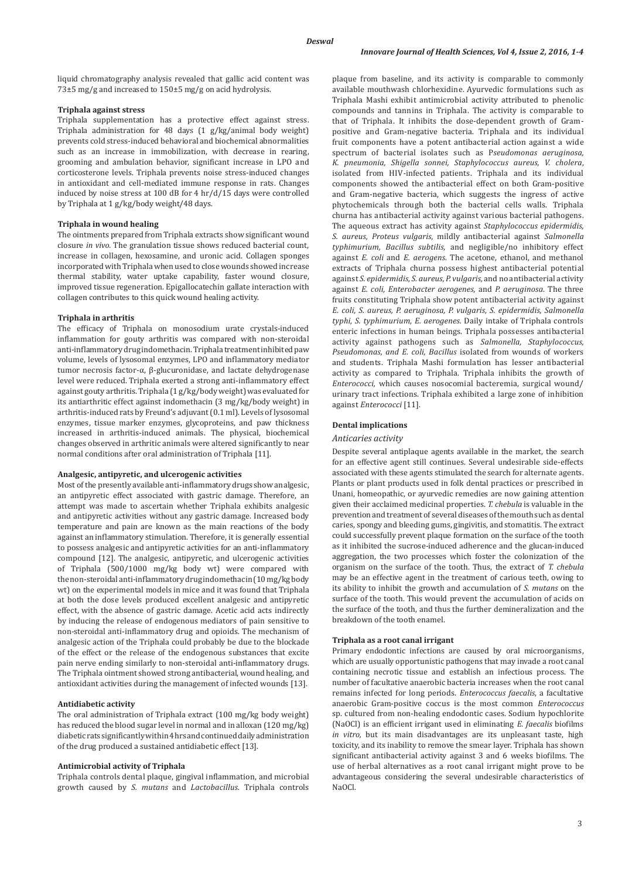liquid chromatography analysis revealed that gallic acid content was 73±5 mg/g and increased to 150±5 mg/g on acid hydrolysis.

**Triphala against stress**

Triphala supplementation has a protective effect against stress. Triphala administration for 48 days (1 g/kg/animal body weight) prevents cold stress-induced behavioral and biochemical abnormalities such as an increase in immobilization, with decrease in rearing, grooming and ambulation behavior, significant increase in LPO and corticosterone levels. Triphala prevents noise stress-induced changes in antioxidant and cell-mediated immune response in rats. Changes induced by noise stress at 100 dB for 4 hr/d/15 days were controlled by Triphala at 1 g/kg/body weight/48 days.

**Triphala in wound healing**

The ointments prepared from Triphala extracts show significant wound closure *in vivo*. The granulation tissue shows reduced bacterial count, increase in collagen, hexosamine, and uronic acid. Collagen sponges incorporated with Triphala when used to close wounds showed increase thermal stability, water uptake capability, faster wound closure, improved tissue regeneration. Epigallocatechin gallate interaction with collagen contributes to this quick wound healing activity.

**Triphala in arthritis**

The efficacy of Triphala on monosodium urate crystals-induced inflammation for gouty arthritis was compared with non-steroidal anti-inflammatory drug indomethacin. Triphala treatment inhibited paw volume, levels of lysosomal enzymes, LPO and inflammatory mediator tumor necrosis factor-α, β-glucuronidase, and lactate dehydrogenase level were reduced. Triphala exerted a strong anti-inflammatory effect against gouty arthritis. Triphala (1 g/kg/body weight) was evaluated for its antiarthritic effect against indomethacin (3 mg/kg/body weight) in arthritis-induced rats by Freund's adjuvant (0.1 ml). Levels of lysosomal enzymes, tissue marker enzymes, glycoproteins, and paw thickness increased in arthritis-induced animals. The physical, biochemical changes observed in arthritic animals were altered significantly to near normal conditions after oral administration of Triphala [11].

**Analgesic, antipyretic, and ulcerogenic activities**

Most of the presently available anti-inflammatory drugs show analgesic, an antipyretic effect associated with gastric damage. Therefore, an attempt was made to ascertain whether Triphala exhibits analgesic and antipyretic activities without any gastric damage. Increased body temperature and pain are known as the main reactions of the body against an inflammatory stimulation. Therefore, it is generally essential to possess analgesic and antipyretic activities for an anti-inflammatory compound [12]. The analgesic, antipyretic, and ulcerogenic activities of Triphala (500/1000 mg/kg body wt) were compared with the non-steroidal anti-inflammatory drug indomethacin (10 mg/kg body wt) on the experimental models in mice and it was found that Triphala at both the dose levels produced excellent analgesic and antipyretic effect, with the absence of gastric damage. Acetic acid acts indirectly by inducing the release of endogenous mediators of pain sensitive to non-steroidal anti-inflammatory drug and opioids. The mechanism of analgesic action of the Triphala could probably be due to the blockade of the effect or the release of the endogenous substances that excite pain nerve ending similarly to non-steroidal anti-inflammatory drugs. The Triphala ointment showed strong antibacterial, wound healing, and antioxidant activities during the management of infected wounds [13].

**Antidiabetic activity**

The oral administration of Triphala extract (100 mg/kg body weight) has reduced the blood sugar level in normal and in alloxan (120 mg/kg) diabetic rats significantly within 4 hrs and continued daily administration of the drug produced a sustained antidiabetic effect [13].

**Antimicrobial activity of Triphala**

Triphala controls dental plaque, gingival inflammation, and microbial growth caused by *S. mutans* and *Lactobacillus*. Triphala controls plaque from baseline, and its activity is comparable to commonly available mouthwash chlorhexidine. Ayurvedic formulations such as Triphala Mashi exhibit antimicrobial activity attributed to phenolic compounds and tannins in Triphala. The activity is comparable to that of Triphala. It inhibits the dose-dependent growth of Gram-positive and Gram-negative bacteria. Triphala and its individual fruit components have a potent antibacterial action against a wide spectrum of bacterial isolates such as *Pseudomonas aeruginosa, K. pneumonia, Shigella sonnei, Staphylococcus aureus, V. cholera*, isolated from HIV-infected patients. Triphala and its individual components showed the antibacterial effect on both Gram-positive and Gram-negative bacteria, which suggests the ingress of active phytochemicals through both the bacterial cells walls. Triphala churna has antibacterial activity against various bacterial pathogens. The aqueous extract has activity against *Staphylococcus epidermidis, S. aureus, Proteus vulgaris,* mildly antibacterial against *Salmonella typhimurium, Bacillus subtilis,* and negligible/no inhibitory effect against *E. coli* and *E. aerogens*. The acetone, ethanol, and methanol extracts of Triphala churna possess highest antibacterial potential against *S. epidermidis, S. aureus, P. vulgaris*, and no antibacterial activity against *E. coli, Enterobacter aerogenes,* and *P. aeruginosa*. The three fruits constituting Triphala show potent antibacterial activity against *E. coli, S. aureus, P. aeruginosa, P. vulgaris, S. epidermidis, Salmonella typhi, S. typhimurium, E. aerogenes*. Daily intake of Triphala controls enteric infections in human beings. Triphala possesses antibacterial activity against pathogens such as *Salmonella, Staphylococcus, Pseudomonas, and E. coli, Bacillus* isolated from wounds of workers and students. Triphala Mashi formulation has lesser antibacterial activity as compared to Triphala. Triphala inhibits the growth of *Enterococci*, which causes nosocomial bacteremia, surgical wound/urinary tract infections. Triphala exhibited a large zone of inhibition against *Enterococci* [11].

**Dental implications**

*Anticaries activity*

Despite several antiplaque agents available in the market, the search for an effective agent still continues. Several undesirable side-effects associated with these agents stimulated the search for alternate agents. Plants or plant products used in folk dental practices or prescribed in Unani, homeopathic, or ayurvedic remedies are now gaining attention given their acclaimed medicinal properties. *T. chebula* is valuable in the prevention and treatment of several diseases of the mouth such as dental caries, spongy and bleeding gums, gingivitis, and stomatitis. The extract could successfully prevent plaque formation on the surface of the tooth as it inhibited the sucrose-induced adherence and the glucan-induced aggregation, the two processes which foster the colonization of the organism on the surface of the tooth. Thus, the extract of *T. chebula* may be an effective agent in the treatment of carious teeth, owing to its ability to inhibit the growth and accumulation of *S. mutans* on the surface of the tooth. This would prevent the accumulation of acids on the surface of the tooth, and thus the further demineralization and the breakdown of the tooth enamel.

**Triphala as a root canal irrigant**

Primary endodontic infections are caused by oral microorganisms, which are usually opportunistic pathogens that may invade a root canal containing necrotic tissue and establish an infectious process. The number of facultative anaerobic bacteria increases when the root canal remains infected for long periods. *Enterococcus faecalis*, a facultative anaerobic Gram-positive coccus is the most common *Enterococcus* sp. cultured from non-healing endodontic cases. Sodium hypochlorite (NaOCl) is an efficient irrigant used in eliminating *E. faecalis* biofilms *in vitro*, but its main disadvantages are its unpleasant taste, high toxicity, and its inability to remove the smear layer. Triphala has shown significant antibacterial activity against 3 and 6 weeks biofilms. The use of herbal alternatives as a root canal irrigant might prove to be advantageous considering the several undesirable characteristics of NaOCl.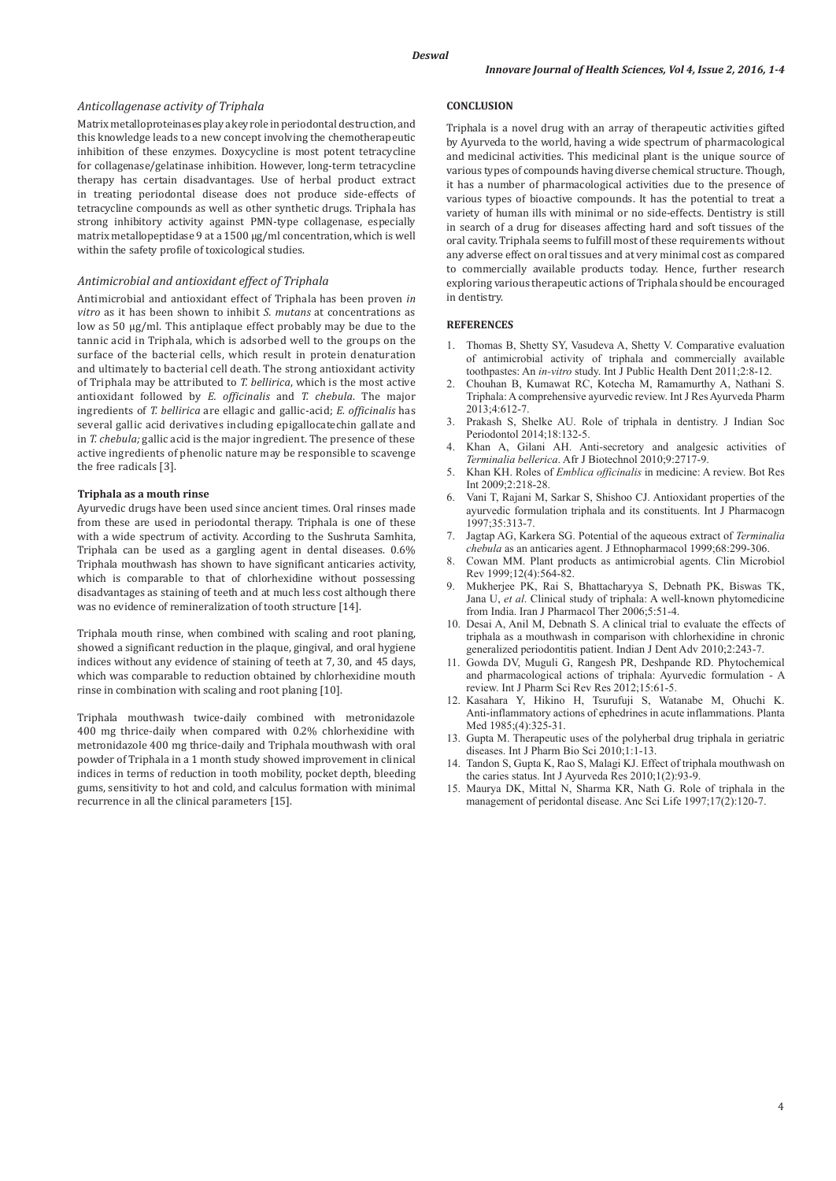### *Anticollagenase activity of Triphala*

Matrix metalloproteinases play a key role in periodontal destruction, and this knowledge leads to a new concept involving the chemotherapeutic inhibition of these enzymes. Doxycycline is most potent tetracycline for collagenase/gelatinase inhibition. However, long-term tetracycline therapy has certain disadvantages. Use of herbal product extract in treating periodontal disease does not produce side-effects of tetracycline compounds as well as other synthetic drugs. Triphala has strong inhibitory activity against PMN-type collagenase, especially matrix metallopeptidase 9 at a 1500 μg/ml concentration, which is well within the safety profile of toxicological studies.

### *Antimicrobial and antioxidant effect of Triphala*

Antimicrobial and antioxidant effect of Triphala has been proven *in vitro* as it has been shown to inhibit *S. mutans* at concentrations as low as 50 μg/ml. This antiplaque effect probably may be due to the tannic acid in Triphala, which is adsorbed well to the groups on the surface of the bacterial cells, which result in protein denaturation and ultimately to bacterial cell death. The strong antioxidant activity of Triphala may be attributed to *T. bellirica*, which is the most active antioxidant followed by *E. officinalis* and *T. chebula*. The major ingredients of *T. bellirica* are ellagic and gallic-acid; *E. officinalis* has several gallic acid derivatives including epigallocatechin gallate and in *T. chebula;* gallic acid is the major ingredient. The presence of these active ingredients of phenolic nature may be responsible to scavenge the free radicals [3].

#### **Triphala as a mouth rinse**

Ayurvedic drugs have been used since ancient times. Oral rinses made from these are used in periodontal therapy. Triphala is one of these with a wide spectrum of activity. According to the Sushruta Samhita, Triphala can be used as a gargling agent in dental diseases. 0.6% Triphala mouthwash has shown to have significant anticaries activity, which is comparable to that of chlorhexidine without possessing disadvantages as staining of teeth and at much less cost although there was no evidence of remineralization of tooth structure [14].

Triphala mouth rinse, when combined with scaling and root planing, showed a significant reduction in the plaque, gingival, and oral hygiene indices without any evidence of staining of teeth at 7, 30, and 45 days, which was comparable to reduction obtained by chlorhexidine mouth rinse in combination with scaling and root planing [10].

Triphala mouthwash twice-daily combined with metronidazole 400 mg thrice-daily when compared with 0.2% chlorhexidine with metronidazole 400 mg thrice-daily and Triphala mouthwash with oral powder of Triphala in a 1 month study showed improvement in clinical indices in terms of reduction in tooth mobility, pocket depth, bleeding gums, sensitivity to hot and cold, and calculus formation with minimal recurrence in all the clinical parameters [15].

## **CONCLUSION**

Triphala is a novel drug with an array of therapeutic activities gifted by Ayurveda to the world, having a wide spectrum of pharmacological and medicinal activities. This medicinal plant is the unique source of various types of compounds having diverse chemical structure. Though, it has a number of pharmacological activities due to the presence of various types of bioactive compounds. It has the potential to treat a variety of human ills with minimal or no side-effects. Dentistry is still in search of a drug for diseases affecting hard and soft tissues of the oral cavity. Triphala seems to fulfill most of these requirements without any adverse effect on oral tissues and at very minimal cost as compared to commercially available products today. Hence, further research exploring various therapeutic actions of Triphala should be encouraged in dentistry.

## **REFERENCES**

1. Thomas B, Shetty SY, Vasudeva A, Shetty V. Comparative evaluation of antimicrobial activity of triphala and commercially available toothpastes: An *in-vitro* study. Int J Public Health Dent 2011;2:8-12.
2. Chouhan B, Kumawat RC, Kotecha M, Ramamurthy A, Nathani S. Triphala: A comprehensive ayurvedic review. Int J Res Ayurveda Pharm 2013;4:612-7.
3. Prakash S, Shelke AU. Role of triphala in dentistry. J Indian Soc Periodontol 2014;18:132-5.
4. Khan A, Gilani AH. Anti-secretory and analgesic activities of *Terminalia bellerica*. Afr J Biotechnol 2010;9:2717-9.
5. Khan KH. Roles of *Emblica officinalis* in medicine: A review. Bot Res Int 2009;2:218-28.
6. Vani T, Rajani M, Sarkar S, Shishoo CJ. Antioxidant properties of the ayurvedic formulation triphala and its constituents. Int J Pharmacogn 1997;35:313-7.
7. Jagtap AG, Karkera SG. Potential of the aqueous extract of *Terminalia chebula* as an anticaries agent. J Ethnopharmacol 1999;68:299-306.
8. Cowan MM. Plant products as antimicrobial agents. Clin Microbiol Rev 1999;12(4):564-82.
9. Mukherjee PK, Rai S, Bhattacharyya S, Debnath PK, Biswas TK, Jana U, *et al*. Clinical study of triphala: A well-known phytomedicine from India. Iran J Pharmacol Ther 2006;5:51-4.
10. Desai A, Anil M, Debnath S. A clinical trial to evaluate the effects of triphala as a mouthwash in comparison with chlorhexidine in chronic generalized periodontitis patient. Indian J Dent Adv 2010;2:243-7.
11. Gowda DV, Muguli G, Rangesh PR, Deshpande RD. Phytochemical and pharmacological actions of triphala: Ayurvedic formulation - A review. Int J Pharm Sci Rev Res 2012;15:61-5.
12. Kasahara Y, Hikino H, Tsurufuji S, Watanabe M, Ohuchi K. Anti-inflammatory actions of ephedrines in acute inflammations. Planta Med 1985;(4):325-31.
13. Gupta M. Therapeutic uses of the polyherbal drug triphala in geriatric diseases. Int J Pharm Bio Sci 2010;1:1-13.
14. Tandon S, Gupta K, Rao S, Malagi KJ. Effect of triphala mouthwash on the caries status. Int J Ayurveda Res 2010;1(2):93-9.
15. Maurya DK, Mittal N, Sharma KR, Nath G. Role of triphala in the management of peridontal disease. Anc Sci Life 1997;17(2):120-7.